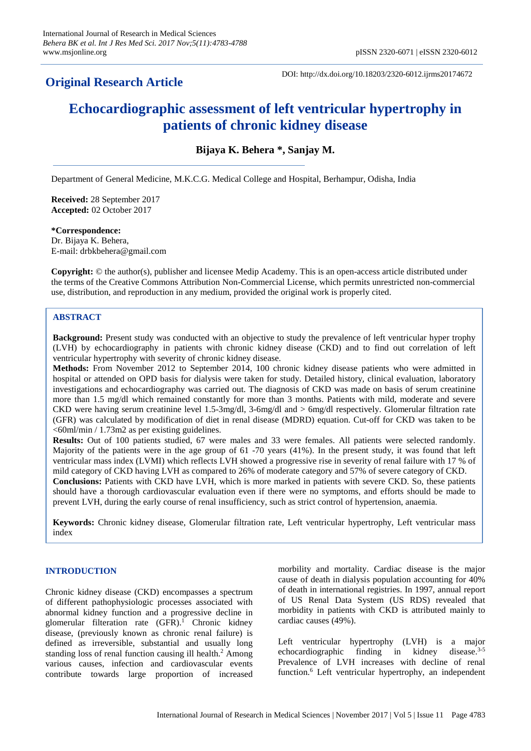**Original Research Article**

DOI: http://dx.doi.org/10.18203/2320-6012.ijrms20174672

# Echocardiographic assessment of left ventricular hypertrophy in patients of chronic kidney disease

**Bijaya K. Behera \*, Sanjay M.**

Department of General Medicine, M.K.C.G. Medical College and Hospital, Berhampur, Odisha, India

**Received:** 28 September 2017
**Accepted:** 02 October 2017

**\*Correspondence:**
Dr. Bijaya K. Behera,
E-mail: drbkbehera@gmail.com

**Copyright:** © the author(s), publisher and licensee Medip Academy. This is an open-access article distributed under the terms of the Creative Commons Attribution Non-Commercial License, which permits unrestricted non-commercial use, distribution, and reproduction in any medium, provided the original work is properly cited.

## ABSTRACT

**Background:** Present study was conducted with an objective to study the prevalence of left ventricular hyper trophy (LVH) by echocardiography in patients with chronic kidney disease (CKD) and to find out correlation of left ventricular hypertrophy with severity of chronic kidney disease.

**Methods:** From November 2012 to September 2014, 100 chronic kidney disease patients who were admitted in hospital or attended on OPD basis for dialysis were taken for study. Detailed history, clinical evaluation, laboratory investigations and echocardiography was carried out. The diagnosis of CKD was made on basis of serum creatinine more than 1.5 mg/dl which remained constantly for more than 3 months. Patients with mild, moderate and severe CKD were having serum creatinine level 1.5-3mg/dl, 3-6mg/dl and > 6mg/dl respectively. Glomerular filtration rate (GFR) was calculated by modification of diet in renal disease (MDRD) equation. Cut-off for CKD was taken to be <60ml/min / 1.73m2 as per existing guidelines.

**Results:** Out of 100 patients studied, 67 were males and 33 were females. All patients were selected randomly. Majority of the patients were in the age group of 61 -70 years (41%). In the present study, it was found that left ventricular mass index (LVMI) which reflects LVH showed a progressive rise in severity of renal failure with 17 % of mild category of CKD having LVH as compared to 26% of moderate category and 57% of severe category of CKD.

**Conclusions:** Patients with CKD have LVH, which is more marked in patients with severe CKD. So, these patients should have a thorough cardiovascular evaluation even if there were no symptoms, and efforts should be made to prevent LVH, during the early course of renal insufficiency, such as strict control of hypertension, anaemia.

**Keywords:** Chronic kidney disease, Glomerular filtration rate, Left ventricular hypertrophy, Left ventricular mass index

## INTRODUCTION

Chronic kidney disease (CKD) encompasses a spectrum of different pathophysiologic processes associated with abnormal kidney function and a progressive decline in glomerular filteration rate (GFR).[1] Chronic kidney disease, (previously known as chronic renal failure) is defined as irreversible, substantial and usually long standing loss of renal function causing ill health.[2] Among various causes, infection and cardiovascular events contribute towards large proportion of increased morbility and mortality. Cardiac disease is the major cause of death in dialysis population accounting for 40% of death in international registries. In 1997, annual report of US Renal Data System (US RDS) revealed that morbidity in patients with CKD is attributed mainly to cardiac causes (49%).

Left ventricular hypertrophy (LVH) is a major echocardiographic finding in kidney disease.[3-5] Prevalence of LVH increases with decline of renal function.[6] Left ventricular hypertrophy, an independent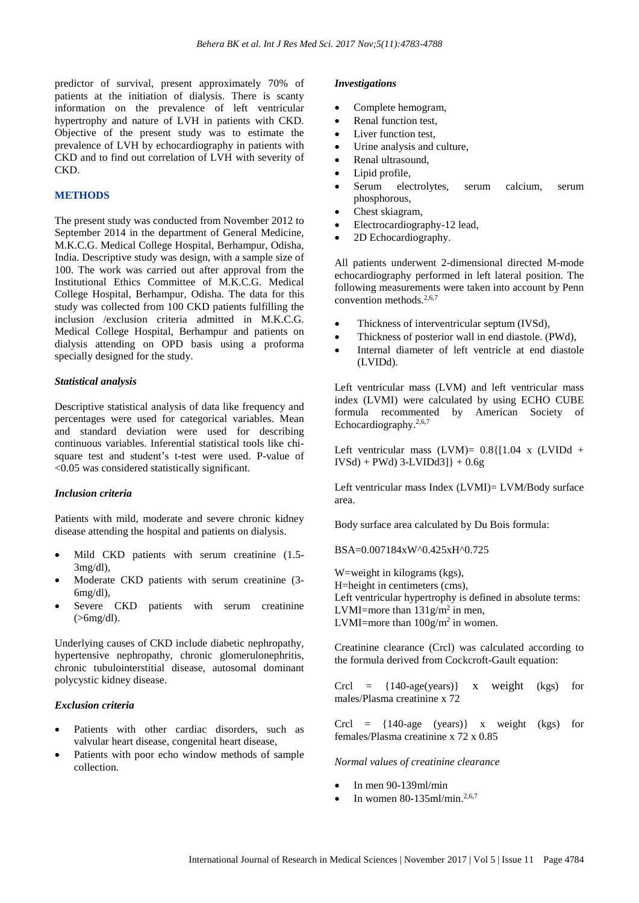predictor of survival, present approximately 70% of patients at the initiation of dialysis. There is scanty information on the prevalence of left ventricular hypertrophy and nature of LVH in patients with CKD. Objective of the present study was to estimate the prevalence of LVH by echocardiography in patients with CKD and to find out correlation of LVH with severity of CKD.

## METHODS

The present study was conducted from November 2012 to September 2014 in the department of General Medicine, M.K.C.G. Medical College Hospital, Berhampur, Odisha, India. Descriptive study was design, with a sample size of 100. The work was carried out after approval from the Institutional Ethics Committee of M.K.C.G. Medical College Hospital, Berhampur, Odisha. The data for this study was collected from 100 CKD patients fulfilling the inclusion /exclusion criteria admitted in M.K.C.G. Medical College Hospital, Berhampur and patients on dialysis attending on OPD basis using a proforma specially designed for the study.

### *Statistical analysis*

Descriptive statistical analysis of data like frequency and percentages were used for categorical variables. Mean and standard deviation were used for describing continuous variables. Inferential statistical tools like chi-square test and student's t-test were used. P-value of <0.05 was considered statistically significant.

### *Inclusion criteria*

Patients with mild, moderate and severe chronic kidney disease attending the hospital and patients on dialysis.

- Mild CKD patients with serum creatinine (1.5-3mg/dl),
- Moderate CKD patients with serum creatinine (3-6mg/dl),
- Severe CKD patients with serum creatinine (>6mg/dl).

Underlying causes of CKD include diabetic nephropathy, hypertensive nephropathy, chronic glomerulonephritis, chronic tubulointerstitial disease, autosomal dominant polycystic kidney disease.

### *Exclusion criteria*

- Patients with other cardiac disorders, such as valvular heart disease, congenital heart disease,
- Patients with poor echo window methods of sample collection.

### *Investigations*

- Complete hemogram,
- Renal function test,
- Liver function test,
- Urine analysis and culture,
- Renal ultrasound,
- Lipid profile,
- Serum electrolytes, serum calcium, serum phosphorous,
- Chest skiagram,
- Electrocardiography-12 lead,
- 2D Echocardiography.

All patients underwent 2-dimensional directed M-mode echocardiography performed in left lateral position. The following measurements were taken into account by Penn convention methods.[2,6,7]

- Thickness of interventricular septum (IVSd),
- Thickness of posterior wall in end diastole. (PWd),
- Internal diameter of left ventricle at end diastole (LVIDd).

Left ventricular mass (LVM) and left ventricular mass index (LVMI) were calculated by using ECHO CUBE formula recommended by American Society of Echocardiography.[2,6,7]

Left ventricular mass (LVM)= 0.8{[1.04 x (LVIDd + IVSd) + PWd) 3-LVIDd3]} + 0.6g

Left ventricular mass Index (LVMI)= LVM/Body surface area.

Body surface area calculated by Du Bois formula:

BSA=0.007184xW^0.425xH^0.725

W=weight in kilograms (kgs),
H=height in centimeters (cms),
Left ventricular hypertrophy is defined in absolute terms:
LVMI=more than $131g/m^2$ in men,
LVMI=more than $100g/m^2$ in women.

Creatinine clearance (Crcl) was calculated according to the formula derived from Cockcroft-Gault equation:

Crcl = {140-age(years)} x weight (kgs) for males/Plasma creatinine x 72

Crcl = {140-age (years)} x weight (kgs) for females/Plasma creatinine x 72 x 0.85

*Normal values of creatinine clearance*

- In men 90-139ml/min
- In women 80-135ml/min.[2,6,7]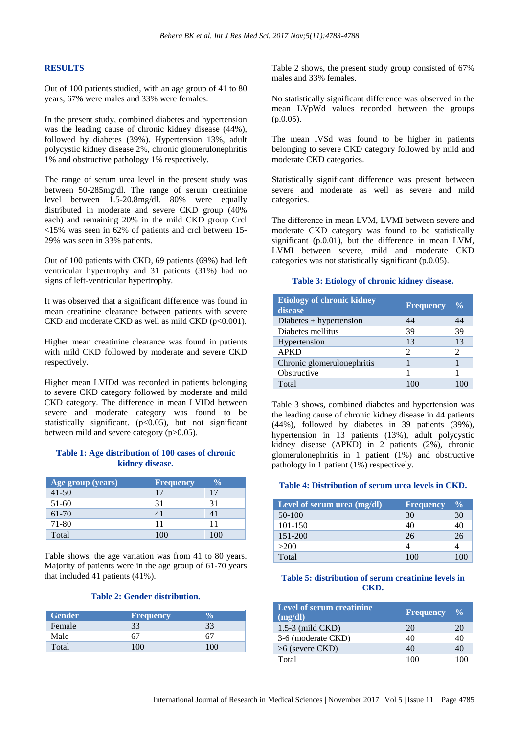## RESULTS

Out of 100 patients studied, with an age group of 41 to 80 years, 67% were males and 33% were females.

In the present study, combined diabetes and hypertension was the leading cause of chronic kidney disease (44%), followed by diabetes (39%). Hypertension 13%, adult polycystic kidney disease 2%, chronic glomerulonephritis 1% and obstructive pathology 1% respectively.

The range of serum urea level in the present study was between 50-285mg/dl. The range of serum creatinine level between 1.5-20.8mg/dl. 80% were equally distributed in moderate and severe CKD group (40% each) and remaining 20% in the mild CKD group Crcl <15% was seen in 62% of patients and crcl between 15-29% was seen in 33% patients.

Out of 100 patients with CKD, 69 patients (69%) had left ventricular hypertrophy and 31 patients (31%) had no signs of left-ventricular hypertrophy.

It was observed that a significant difference was found in mean creatinine clearance between patients with severe CKD and moderate CKD as well as mild CKD ($p<0.001$).

Higher mean creatinine clearance was found in patients with mild CKD followed by moderate and severe CKD respectively.

Higher mean LVIDd was recorded in patients belonging to severe CKD category followed by moderate and mild CKD category. The difference in mean LVIDd between severe and moderate category was found to be statistically significant. ($p<0.05$), but not significant between mild and severe category ($p>0.05$).

**Table 1: Age distribution of 100 cases of chronic kidney disease.**

| Age group (years) | Frequency | % |
|---|---|---|
| 41-50 | 17 | 17 |
| 51-60 | 31 | 31 |
| 61-70 | 41 | 41 |
| 71-80 | 11 | 11 |
| Total | 100 | 100 |

Table shows, the age variation was from 41 to 80 years. Majority of patients were in the age group of 61-70 years that included 41 patients (41%).

**Table 2: Gender distribution.**

| Gender | Frequency | % |
|---|---|---|
| Female | 33 | 33 |
| Male | 67 | 67 |
| Total | 100 | 100 |

Table 2 shows, the present study group consisted of 67% males and 33% females.

No statistically significant difference was observed in the mean LVpWd values recorded between the groups (p.0.05).

The mean IVSd was found to be higher in patients belonging to severe CKD category followed by mild and moderate CKD categories.

Statistically significant difference was present between severe and moderate as well as severe and mild categories.

The difference in mean LVM, LVMI between severe and moderate CKD category was found to be statistically significant (p.0.01), but the difference in mean LVM, LVMI between severe, mild and moderate CKD categories was not statistically significant (p.0.05).

**Table 3: Etiology of chronic kidney disease.**

| Etiology of chronic kidney disease | Frequency | % |
|---|---|---|
| Diabetes + hypertension | 44 | 44 |
| Diabetes mellitus | 39 | 39 |
| Hypertension | 13 | 13 |
| APKD | 2 | 2 |
| Chronic glomerulonephritis | 1 | 1 |
| Obstructive | 1 | 1 |
| Total | 100 | 100 |

Table 3 shows, combined diabetes and hypertension was the leading cause of chronic kidney disease in 44 patients (44%), followed by diabetes in 39 patients (39%), hypertension in 13 patients (13%), adult polycystic kidney disease (APKD) in 2 patients (2%), chronic glomerulonephritis in 1 patient (1%) and obstructive pathology in 1 patient (1%) respectively.

**Table 4: Distribution of serum urea levels in CKD.**

| Level of serum urea (mg/dl) | Frequency | % |
|---|---|---|
| 50-100 | 30 | 30 |
| 101-150 | 40 | 40 |
| 151-200 | 26 | 26 |
| >200 | 4 | 4 |
| Total | 100 | 100 |

**Table 5: distribution of serum creatinine levels in CKD.**

| Level of serum creatinine (mg/dl) | Frequency | % |
|---|---|---|
| 1.5-3 (mild CKD) | 20 | 20 |
| 3-6 (moderate CKD) | 40 | 40 |
| >6 (severe CKD) | 40 | 40 |
| Total | 100 | 100 |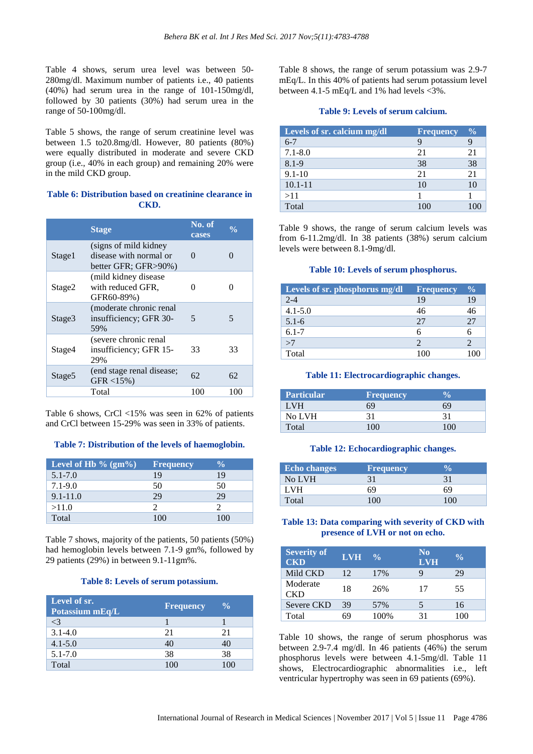Table 4 shows, serum urea level was between 50-280mg/dl. Maximum number of patients i.e., 40 patients (40%) had serum urea in the range of 101-150mg/dl, followed by 30 patients (30%) had serum urea in the range of 50-100mg/dl.

Table 5 shows, the range of serum creatinine level was between 1.5 to20.8mg/dl. However, 80 patients (80%) were equally distributed in moderate and severe CKD group (i.e., 40% in each group) and remaining 20% were in the mild CKD group.

**Table 6: Distribution based on creatinine clearance in CKD.**

| | Stage | No. of cases | % |
|---|---|---|---|
| Stage1 | (signs of mild kidney disease with normal or better GFR; GFR>90%) | 0 | 0 |
| Stage2 | (mild kidney disease with reduced GFR, GFR60-89%) | 0 | 0 |
| Stage3 | (moderate chronic renal insufficiency; GFR 30-59% | 5 | 5 |
| Stage4 | (severe chronic renal insufficiency; GFR 15-29% | 33 | 33 |
| Stage5 | (end stage renal disease; GFR <15%) | 62 | 62 |
| | Total | 100 | 100 |

Table 6 shows, CrCl <15% was seen in 62% of patients and CrCl between 15-29% was seen in 33% of patients.

**Table 7: Distribution of the levels of haemoglobin.**

| Level of Hb % (gm%) | Frequency | % |
|---|---|---|
| 5.1-7.0 | 19 | 19 |
| 7.1-9.0 | 50 | 50 |
| 9.1-11.0 | 29 | 29 |
| >11.0 | 2 | 2 |
| Total | 100 | 100 |

Table 7 shows, majority of the patients, 50 patients (50%) had hemoglobin levels between 7.1-9 gm%, followed by 29 patients (29%) in between 9.1-11gm%.

**Table 8: Levels of serum potassium.**

| Level of sr. Potassium mEq/L | Frequency | % |
|---|---|---|
| <3 | 1 | 1 |
| 3.1-4.0 | 21 | 21 |
| 4.1-5.0 | 40 | 40 |
| 5.1-7.0 | 38 | 38 |
| Total | 100 | 100 |

Table 8 shows, the range of serum potassium was 2.9-7 mEq/L. In this 40% of patients had serum potassium level between 4.1-5 mEq/L and 1% had levels <3%.

**Table 9: Levels of serum calcium.**

| Levels of sr. calcium mg/dl | Frequency | % |
|---|---|---|
| 6-7 | 9 | 9 |
| 7.1-8.0 | 21 | 21 |
| 8.1-9 | 38 | 38 |
| 9.1-10 | 21 | 21 |
| 10.1-11 | 10 | 10 |
| >11 | 1 | 1 |
| Total | 100 | 100 |

Table 9 shows, the range of serum calcium levels was from 6-11.2mg/dl. In 38 patients (38%) serum calcium levels were between 8.1-9mg/dl.

**Table 10: Levels of serum phosphorus.**

| Levels of sr. phosphorus mg/dl | Frequency | % |
|---|---|---|
| 2-4 | 19 | 19 |
| 4.1-5.0 | 46 | 46 |
| 5.1-6 | 27 | 27 |
| 6.1-7 | 6 | 6 |
| >7 | 2 | 2 |
| Total | 100 | 100 |

**Table 11: Electrocardiographic changes.**

| Particular | Frequency | % |
|---|---|---|
| LVH | 69 | 69 |
| No LVH | 31 | 31 |
| Total | 100 | 100 |

**Table 12: Echocardiographic changes.**

| Echo changes | Frequency | % |
|---|---|---|
| No LVH | 31 | 31 |
| LVH | 69 | 69 |
| Total | 100 | 100 |

**Table 13: Data comparing with severity of CKD with presence of LVH or not on echo.**

| Severity of CKD | LVH | % | No LVH | % |
|---|---|---|---|---|
| Mild CKD | 12 | 17% | 9 | 29 |
| Moderate CKD | 18 | 26% | 17 | 55 |
| Severe CKD | 39 | 57% | 5 | 16 |
| Total | 69 | 100% | 31 | 100 |

Table 10 shows, the range of serum phosphorus was between 2.9-7.4 mg/dl. In 46 patients (46%) the serum phosphorus levels were between 4.1-5mg/dl. Table 11 shows, Electrocardiographic abnormalities i.e., left ventricular hypertrophy was seen in 69 patients (69%).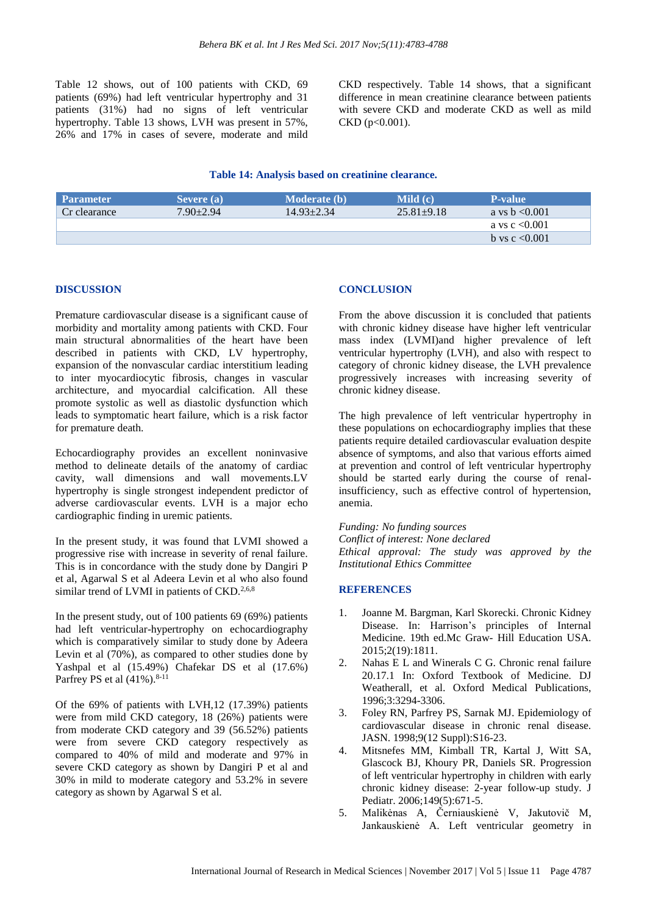Table 12 shows, out of 100 patients with CKD, 69 patients (69%) had left ventricular hypertrophy and 31 patients (31%) had no signs of left ventricular hypertrophy. Table 13 shows, LVH was present in 57%, 26% and 17% in cases of severe, moderate and mild CKD respectively. Table 14 shows, that a significant difference in mean creatinine clearance between patients with severe CKD and moderate CKD as well as mild CKD (p<0.001).

**Table 14: Analysis based on creatinine clearance.**

| Parameter | Severe (a) | Moderate (b) | Mild (c) | P-value |
|---|---|---|---|---|
| Cr clearance | 7.90±2.94 | 14.93±2.34 | 25.81±9.18 | a vs b <0.001 |
| | | | | a vs c <0.001 |
| | | | | b vs c <0.001 |

## DISCUSSION

Premature cardiovascular disease is a significant cause of morbidity and mortality among patients with CKD. Four main structural abnormalities of the heart have been described in patients with CKD, LV hypertrophy, expansion of the nonvascular cardiac interstitium leading to inter myocardiocytic fibrosis, changes in vascular architecture, and myocardial calcification. All these promote systolic as well as diastolic dysfunction which leads to symptomatic heart failure, which is a risk factor for premature death.

Echocardiography provides an excellent noninvasive method to delineate details of the anatomy of cardiac cavity, wall dimensions and wall movements.LV hypertrophy is single strongest independent predictor of adverse cardiovascular events. LVH is a major echo cardiographic finding in uremic patients.

In the present study, it was found that LVMI showed a progressive rise with increase in severity of renal failure. This is in concordance with the study done by Dangiri P et al, Agarwal S et al Adeera Levin et al who also found similar trend of LVMI in patients of CKD.[2,6,8]

In the present study, out of 100 patients 69 (69%) patients had left ventricular-hypertrophy on echocardiography which is comparatively similar to study done by Adeera Levin et al (70%), as compared to other studies done by Yashpal et al (15.49%) Chafekar DS et al (17.6%) Parfrey PS et al (41%).[8-11]

Of the 69% of patients with LVH,12 (17.39%) patients were from mild CKD category, 18 (26%) patients were from moderate CKD category and 39 (56.52%) patients were from severe CKD category respectively as compared to 40% of mild and moderate and 97% in severe CKD category as shown by Dangiri P et al and 30% in mild to moderate category and 53.2% in severe category as shown by Agarwal S et al.

## CONCLUSION

From the above discussion it is concluded that patients with chronic kidney disease have higher left ventricular mass index (LVMI)and higher prevalence of left ventricular hypertrophy (LVH), and also with respect to category of chronic kidney disease, the LVH prevalence progressively increases with increasing severity of chronic kidney disease.

The high prevalence of left ventricular hypertrophy in these populations on echocardiography implies that these patients require detailed cardiovascular evaluation despite absence of symptoms, and also that various efforts aimed at prevention and control of left ventricular hypertrophy should be started early during the course of renal-insufficiency, such as effective control of hypertension, anemia.

*Funding: No funding sources*
*Conflict of interest: None declared*
*Ethical approval: The study was approved by the Institutional Ethics Committee*

## REFERENCES

1. Joanne M. Bargman, Karl Skorecki. Chronic Kidney Disease. In: Harrison's principles of Internal Medicine. 19th ed.Mc Graw- Hill Education USA. 2015;2(19):1811.
2. Nahas E L and Winerals C G. Chronic renal failure 20.17.1 In: Oxford Textbook of Medicine. DJ Weatherall, et al. Oxford Medical Publications, 1996;3:3294-3306.
3. Foley RN, Parfrey PS, Sarnak MJ. Epidemiology of cardiovascular disease in chronic renal disease. JASN. 1998;9(12 Suppl):S16-23.
4. Mitsnefes MM, Kimball TR, Kartal J, Witt SA, Glascock BJ, Khoury PR, Daniels SR. Progression of left ventricular hypertrophy in children with early chronic kidney disease: 2-year follow-up study. J Pediatr. 2006;149(5):671-5.
5. Malikėnas A, Černiauskienė V, Jakutovič M, Jankauskienė A. Left ventricular geometry in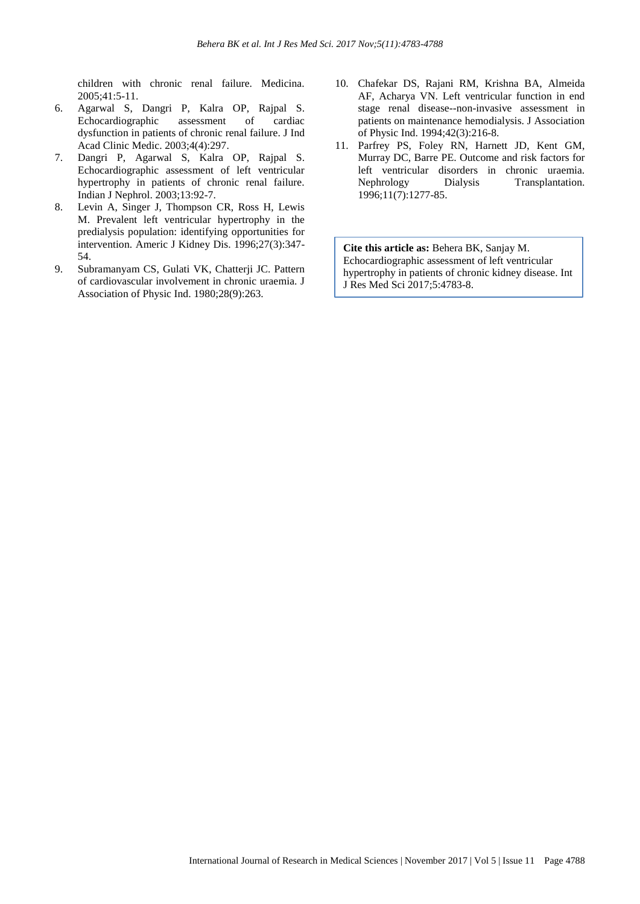children with chronic renal failure. Medicina. 2005;41:5-11.

6. Agarwal S, Dangri P, Kalra OP, Rajpal S. Echocardiographic assessment of cardiac dysfunction in patients of chronic renal failure. J Ind Acad Clinic Medic. 2003;4(4):297.
7. Dangri P, Agarwal S, Kalra OP, Rajpal S. Echocardiographic assessment of left ventricular hypertrophy in patients of chronic renal failure. Indian J Nephrol. 2003;13:92-7.
8. Levin A, Singer J, Thompson CR, Ross H, Lewis M. Prevalent left ventricular hypertrophy in the predialysis population: identifying opportunities for intervention. Americ J Kidney Dis. 1996;27(3):347-54.
9. Subramanyam CS, Gulati VK, Chatterji JC. Pattern of cardiovascular involvement in chronic uraemia. J Association of Physic Ind. 1980;28(9):263.
10. Chafekar DS, Rajani RM, Krishna BA, Almeida AF, Acharya VN. Left ventricular function in end stage renal disease--non-invasive assessment in patients on maintenance hemodialysis. J Association of Physic Ind. 1994;42(3):216-8.
11. Parfrey PS, Foley RN, Harnett JD, Kent GM, Murray DC, Barre PE. Outcome and risk factors for left ventricular disorders in chronic uraemia. Nephrology Dialysis Transplantation. 1996;11(7):1277-85.

**Cite this article as:** Behera BK, Sanjay M. Echocardiographic assessment of left ventricular hypertrophy in patients of chronic kidney disease. Int J Res Med Sci 2017;5:4783-8.